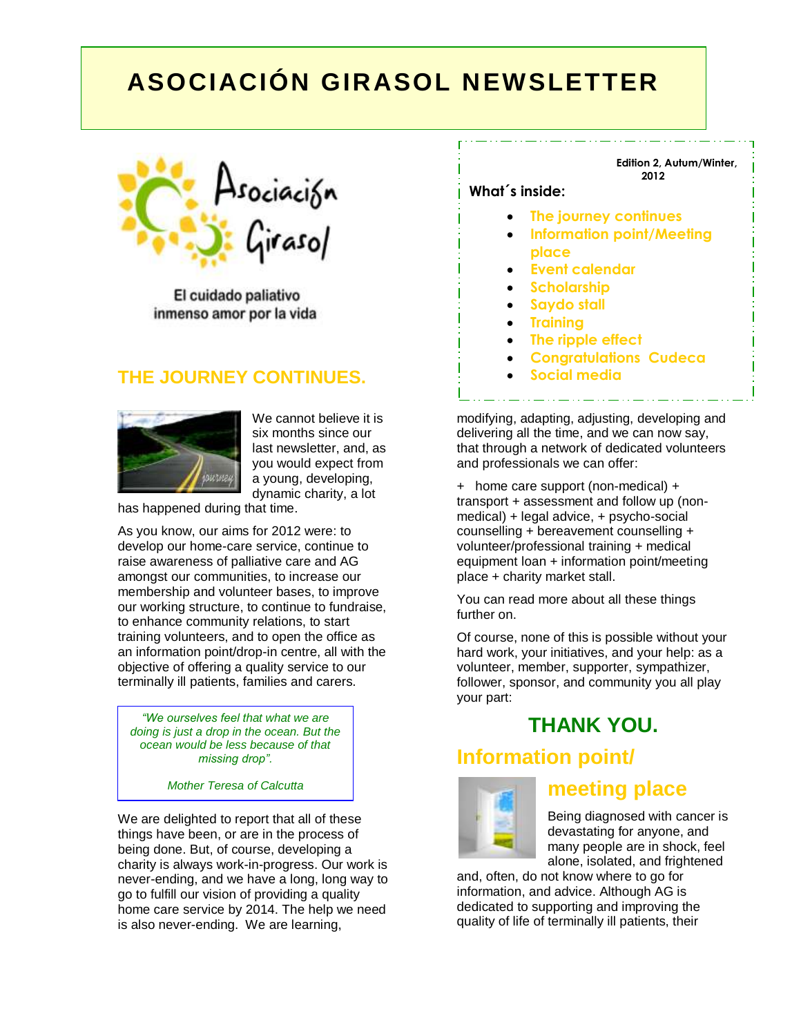# ASOCIACIÓN GIRASOL NEWSLETTER

Asociación Girasol

El cuidado paliativo
inmenso amor por la vida

**Edition 2, Autum/Winter, 2012**

**What´s inside:**

- The journey continues
- Information point/Meeting place
- Event calendar
- Scholarship
- Saydo stall
- Training
- The ripple effect
- Congratulations Cudeca
- Social media

## THE JOURNEY CONTINUES.

We cannot believe it is six months since our last newsletter, and, as you would expect from a young, developing, dynamic charity, a lot has happened during that time.

As you know, our aims for 2012 were: to develop our home-care service, continue to raise awareness of palliative care and AG amongst our communities, to increase our membership and volunteer bases, to improve our working structure, to continue to fundraise, to enhance community relations, to start training volunteers, and to open the office as an information point/drop-in centre, all with the objective of offering a quality service to our terminally ill patients, families and carers.

> *"We ourselves feel that what we are doing is just a drop in the ocean. But the ocean would be less because of that missing drop".*
>
> *Mother Teresa of Calcutta*

We are delighted to report that all of these things have been, or are in the process of being done. But, of course, developing a charity is always work-in-progress. Our work is never-ending, and we have a long, long way to go to fulfill our vision of providing a quality home care service by 2014. The help we need is also never-ending. We are learning, modifying, adapting, adjusting, developing and delivering all the time, and we can now say, that through a network of dedicated volunteers and professionals we can offer:

+ home care support (non-medical) + transport + assessment and follow up (non-medical) + legal advice, + psycho-social counselling + bereavement counselling + volunteer/professional training + medical equipment loan + information point/meeting place + charity market stall.

You can read more about all these things further on.

Of course, none of this is possible without your hard work, your initiatives, and your help: as a volunteer, member, supporter, sympathizer, follower, sponsor, and community you all play your part:

## THANK YOU.

## Information point/ meeting place

Being diagnosed with cancer is devastating for anyone, and many people are in shock, feel alone, isolated, and frightened and, often, do not know where to go for information, and advice. Although AG is dedicated to supporting and improving the quality of life of terminally ill patients, their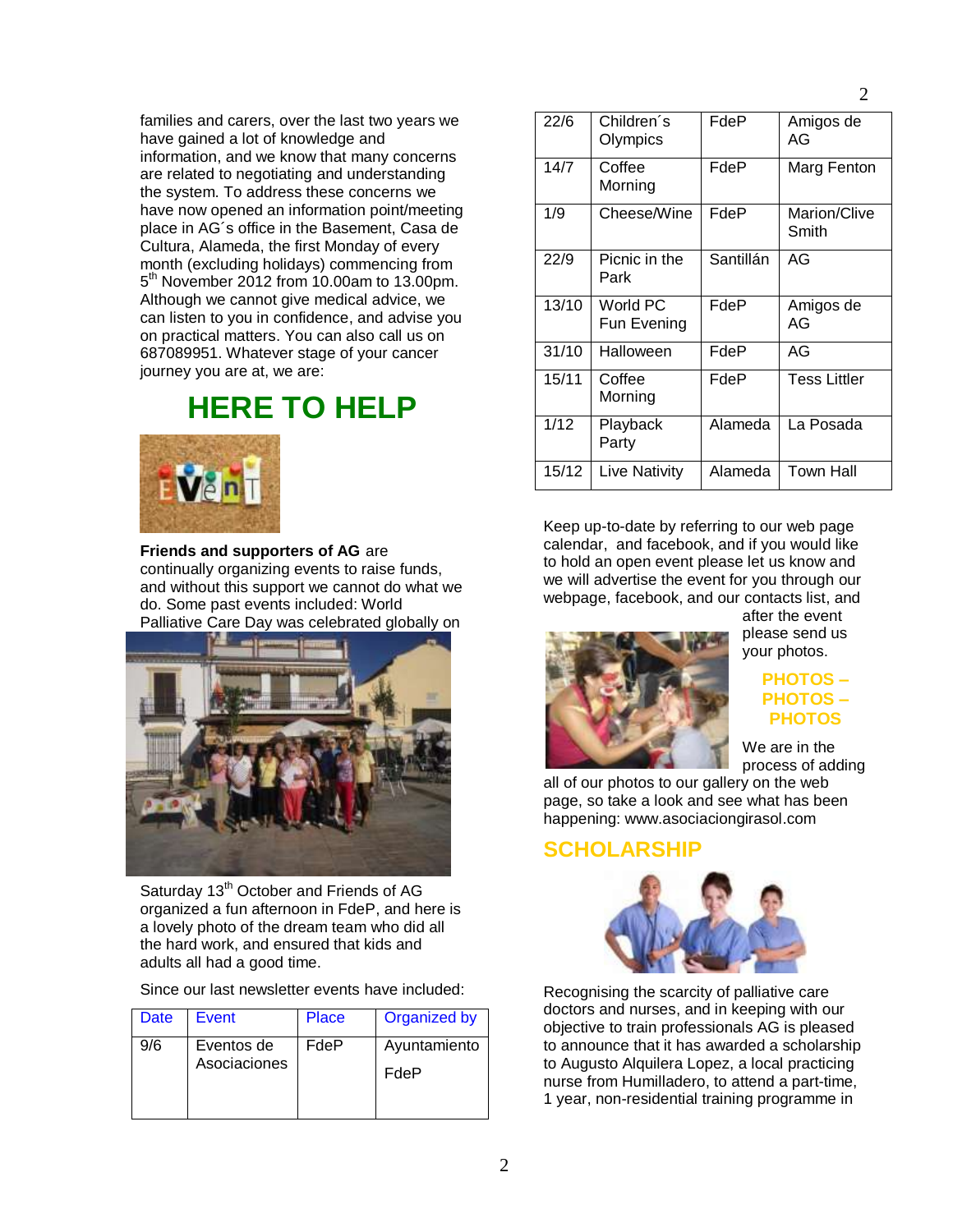families and carers, over the last two years we have gained a lot of knowledge and information, and we know that many concerns are related to negotiating and understanding the system. To address these concerns we have now opened an information point/meeting place in AG´s office in the Basement, Casa de Cultura, Alameda, the first Monday of every month (excluding holidays) commencing from 5th November 2012 from 10.00am to 13.00pm. Although we cannot give medical advice, we can listen to you in confidence, and advise you on practical matters. You can also call us on 687089951. Whatever stage of your cancer journey you are at, we are:

## HERE TO HELP

**Friends and supporters of AG** are continually organizing events to raise funds, and without this support we cannot do what we do. Some past events included: World Palliative Care Day was celebrated globally on Saturday 13th October and Friends of AG organized a fun afternoon in FdeP, and here is a lovely photo of the dream team who did all the hard work, and ensured that kids and adults all had a good time.

Since our last newsletter events have included:

| Date | Event | Place | Organized by |
| --- | --- | --- | --- |
| 9/6 | Eventos de Asociaciones | FdeP | Ayuntamiento FdeP |
| 22/6 | Children´s Olympics | FdeP | Amigos de AG |
| 14/7 | Coffee Morning | FdeP | Marg Fenton |
| 1/9 | Cheese/Wine | FdeP | Marion/Clive Smith |
| 22/9 | Picnic in the Park | Santillán | AG |
| 13/10 | World PC Fun Evening | FdeP | Amigos de AG |
| 31/10 | Halloween | FdeP | AG |
| 15/11 | Coffee Morning | FdeP | Tess Littler |
| 1/12 | Playback Party | Alameda | La Posada |
| 15/12 | Live Nativity | Alameda | Town Hall |

Keep up-to-date by referring to our web page calendar, and facebook, and if you would like to hold an open event please let us know and we will advertise the event for you through our webpage, facebook, and our contacts list, and after the event please send us your photos.

**PHOTOS – PHOTOS – PHOTOS**

We are in the process of adding all of our photos to our gallery on the web page, so take a look and see what has been happening: www.asociaciongirasol.com

## SCHOLARSHIP

Recognising the scarcity of palliative care doctors and nurses, and in keeping with our objective to train professionals AG is pleased to announce that it has awarded a scholarship to Augusto Alquilera Lopez, a local practicing nurse from Humilladero, to attend a part-time, 1 year, non-residential training programme in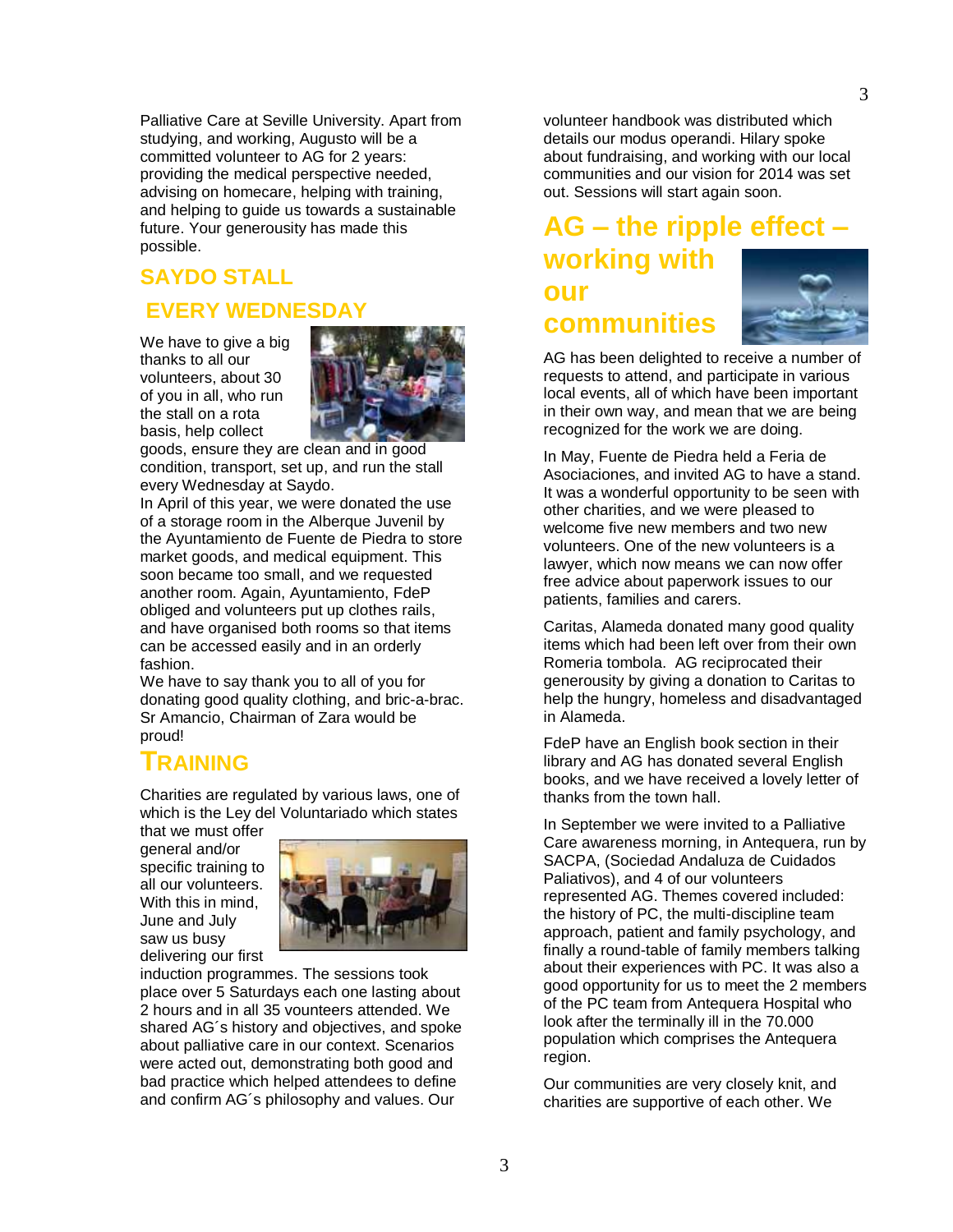Palliative Care at Seville University. Apart from studying, and working, Augusto will be a committed volunteer to AG for 2 years: providing the medical perspective needed, advising on homecare, helping with training, and helping to guide us towards a sustainable future. Your generousity has made this possible.

## SAYDO STALL EVERY WEDNESDAY

We have to give a big thanks to all our volunteers, about 30 of you in all, who run the stall on a rota basis, help collect goods, ensure they are clean and in good condition, transport, set up, and run the stall every Wednesday at Saydo.

In April of this year, we were donated the use of a storage room in the Alberque Juvenil by the Ayuntamiento de Fuente de Piedra to store market goods, and medical equipment. This soon became too small, and we requested another room. Again, Ayuntamiento, FdeP obliged and volunteers put up clothes rails, and have organised both rooms so that items can be accessed easily and in an orderly fashion.

We have to say thank you to all of you for donating good quality clothing, and bric-a-brac. Sr Amancio, Chairman of Zara would be proud!

## TRAINING

Charities are regulated by various laws, one of which is the Ley del Voluntariado which states that we must offer general and/or specific training to all our volunteers. With this in mind, June and July saw us busy delivering our first induction programmes. The sessions took place over 5 Saturdays each one lasting about 2 hours and in all 35 vounteers attended. We shared AG´s history and objectives, and spoke about palliative care in our context. Scenarios were acted out, demonstrating both good and bad practice which helped attendees to define and confirm AG´s philosophy and values. Our volunteer handbook was distributed which details our modus operandi. Hilary spoke about fundraising, and working with our local communities and our vision for 2014 was set out. Sessions will start again soon.

## AG – the ripple effect – working with our communities

AG has been delighted to receive a number of requests to attend, and participate in various local events, all of which have been important in their own way, and mean that we are being recognized for the work we are doing.

In May, Fuente de Piedra held a Feria de Asociaciones, and invited AG to have a stand. It was a wonderful opportunity to be seen with other charities, and we were pleased to welcome five new members and two new volunteers. One of the new volunteers is a lawyer, which now means we can now offer free advice about paperwork issues to our patients, families and carers.

Caritas, Alameda donated many good quality items which had been left over from their own Romeria tombola. AG reciprocated their generousity by giving a donation to Caritas to help the hungry, homeless and disadvantaged in Alameda.

FdeP have an English book section in their library and AG has donated several English books, and we have received a lovely letter of thanks from the town hall.

In September we were invited to a Palliative Care awareness morning, in Antequera, run by SACPA, (Sociedad Andaluza de Cuidados Paliativos), and 4 of our volunteers represented AG. Themes covered included: the history of PC, the multi-discipline team approach, patient and family psychology, and finally a round-table of family members talking about their experiences with PC. It was also a good opportunity for us to meet the 2 members of the PC team from Antequera Hospital who look after the terminally ill in the 70.000 population which comprises the Antequera region.

Our communities are very closely knit, and charities are supportive of each other. We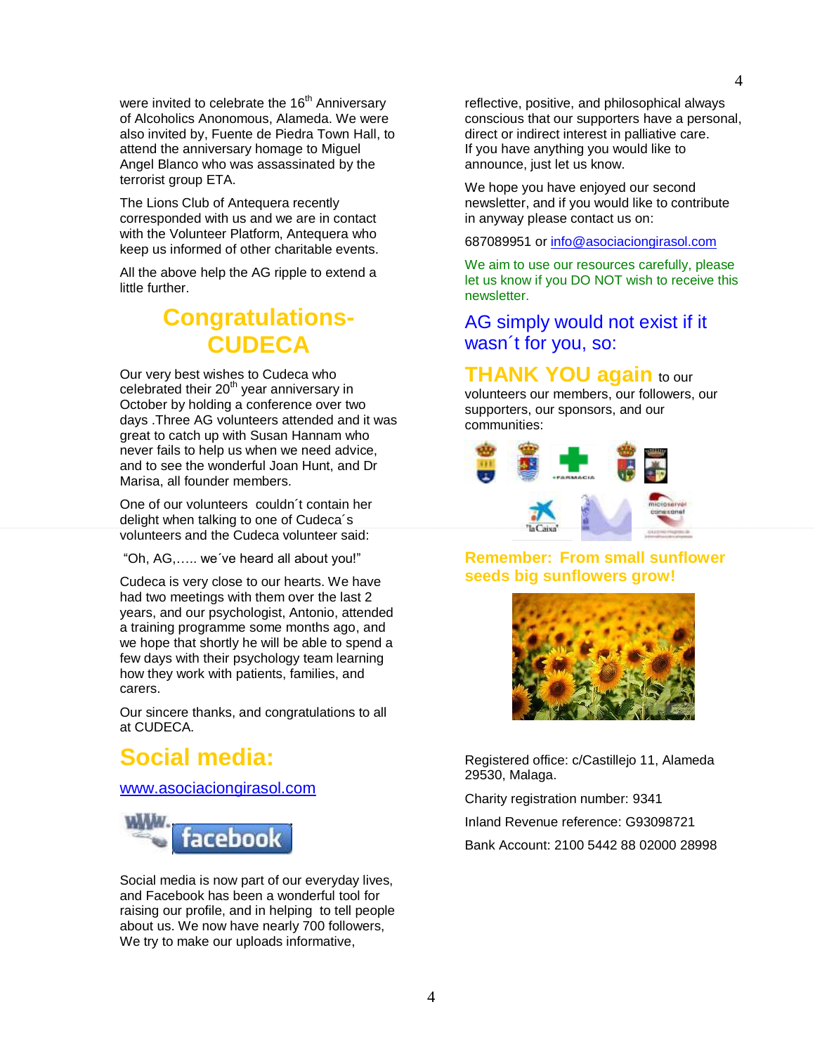were invited to celebrate the 16th Anniversary of Alcoholics Anonomous, Alameda. We were also invited by, Fuente de Piedra Town Hall, to attend the anniversary homage to Miguel Angel Blanco who was assassinated by the terrorist group ETA.

The Lions Club of Antequera recently corresponded with us and we are in contact with the Volunteer Platform, Antequera who keep us informed of other charitable events.

All the above help the AG ripple to extend a little further.

## Congratulations- CUDECA

Our very best wishes to Cudeca who celebrated their 20th year anniversary in October by holding a conference over two days .Three AG volunteers attended and it was great to catch up with Susan Hannam who never fails to help us when we need advice, and to see the wonderful Joan Hunt, and Dr Marisa, all founder members.

One of our volunteers couldn´t contain her delight when talking to one of Cudeca´s volunteers and the Cudeca volunteer said:

"Oh, AG,….. we´ve heard all about you!"

Cudeca is very close to our hearts. We have had two meetings with them over the last 2 years, and our psychologist, Antonio, attended a training programme some months ago, and we hope that shortly he will be able to spend a few days with their psychology team learning how they work with patients, families, and carers.

Our sincere thanks, and congratulations to all at CUDECA.

## Social media:

www.asociaciongirasol.com

Social media is now part of our everyday lives, and Facebook has been a wonderful tool for raising our profile, and in helping to tell people about us. We now have nearly 700 followers, We try to make our uploads informative, reflective, positive, and philosophical always conscious that our supporters have a personal, direct or indirect interest in palliative care.
If you have anything you would like to announce, just let us know.

We hope you have enjoyed our second newsletter, and if you would like to contribute in anyway please contact us on:

687089951 or info@asociaciongirasol.com

We aim to use our resources carefully, please let us know if you DO NOT wish to receive this newsletter.

## AG simply would not exist if it wasn´t for you, so:

**THANK YOU again** to our volunteers our members, our followers, our supporters, our sponsors, and our communities:

**Remember: From small sunflower seeds big sunflowers grow!**

Registered office: c/Castillejo 11, Alameda 29530, Malaga.

Charity registration number: 9341

Inland Revenue reference: G93098721

Bank Account: 2100 5442 88 02000 28998